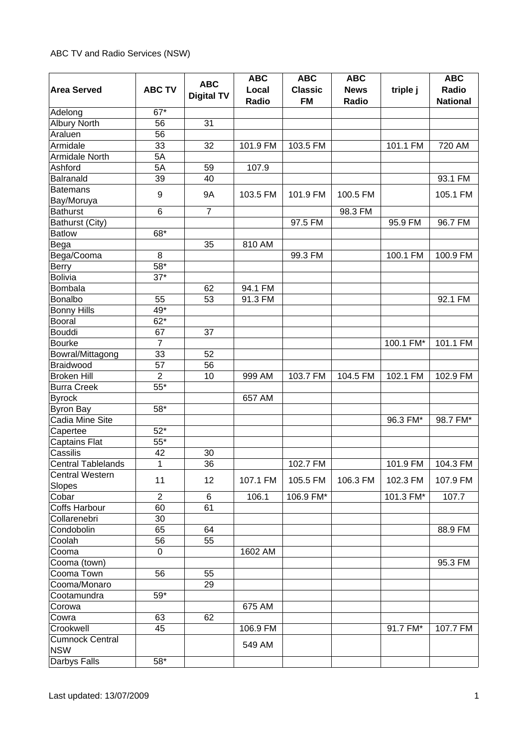ABC TV and Radio Services (NSW)

| Area Served | ABC TV | ABC Digital TV | ABC Local Radio | ABC Classic FM | ABC News Radio | triple j | ABC Radio National |
|---|---|---|---|---|---|---|---|
| Adelong | 67* | | | | | | |
| Albury North | 56 | 31 | | | | | |
| Araluen | 56 | | | | | | |
| Armidale | 33 | 32 | 101.9 FM | 103.5 FM | | 101.1 FM | 720 AM |
| Armidale North | 5A | | | | | | |
| Ashford | 5A | 59 | 107.9 | | | | |
| Balranald | 39 | 40 | | | | | 93.1 FM |
| Batemans Bay/Moruya | 9 | 9A | 103.5 FM | 101.9 FM | 100.5 FM | | 105.1 FM |
| Bathurst | 6 | 7 | | | 98.3 FM | | |
| Bathurst (City) | | | | 97.5 FM | | 95.9 FM | 96.7 FM |
| Batlow | 68* | | | | | | |
| Bega | | 35 | 810 AM | | | | |
| Bega/Cooma | 8 | | | 99.3 FM | | 100.1 FM | 100.9 FM |
| Berry | 58* | | | | | | |
| Bolivia | 37* | | | | | | |
| Bombala | | 62 | 94.1 FM | | | | |
| Bonalbo | 55 | 53 | 91.3 FM | | | | 92.1 FM |
| Bonny Hills | 49* | | | | | | |
| Booral | 62* | | | | | | |
| Bouddi | 67 | 37 | | | | | |
| Bourke | 7 | | | | | 100.1 FM* | 101.1 FM |
| Bowral/Mittagong | 33 | 52 | | | | | |
| Braidwood | 57 | 56 | | | | | |
| Broken Hill | 2 | 10 | 999 AM | 103.7 FM | 104.5 FM | 102.1 FM | 102.9 FM |
| Burra Creek | 55* | | | | | | |
| Byrock | | | 657 AM | | | | |
| Byron Bay | 58* | | | | | | |
| Cadia Mine Site | | | | | | 96.3 FM* | 98.7 FM* |
| Capertee | 52* | | | | | | |
| Captains Flat | 55* | | | | | | |
| Cassilis | 42 | 30 | | | | | |
| Central Tablelands | 1 | 36 | | 102.7 FM | | 101.9 FM | 104.3 FM |
| Central Western Slopes | 11 | 12 | 107.1 FM | 105.5 FM | 106.3 FM | 102.3 FM | 107.9 FM |
| Cobar | 2 | 6 | 106.1 | 106.9 FM* | | 101.3 FM* | 107.7 |
| Coffs Harbour | 60 | 61 | | | | | |
| Collarenebri | 30 | | | | | | |
| Condobolin | 65 | 64 | | | | | 88.9 FM |
| Coolah | 56 | 55 | | | | | |
| Cooma | 0 | | 1602 AM | | | | |
| Cooma (town) | | | | | | | 95.3 FM |
| Cooma Town | 56 | 55 | | | | | |
| Cooma/Monaro | | 29 | | | | | |
| Cootamundra | 59* | | | | | | |
| Corowa | | | 675 AM | | | | |
| Cowra | 63 | 62 | | | | | |
| Crookwell | 45 | | 106.9 FM | | | 91.7 FM* | 107.7 FM |
| Cumnock Central NSW | | | 549 AM | | | | |
| Darbys Falls | 58* | | | | | | |

Last updated: 13/07/2009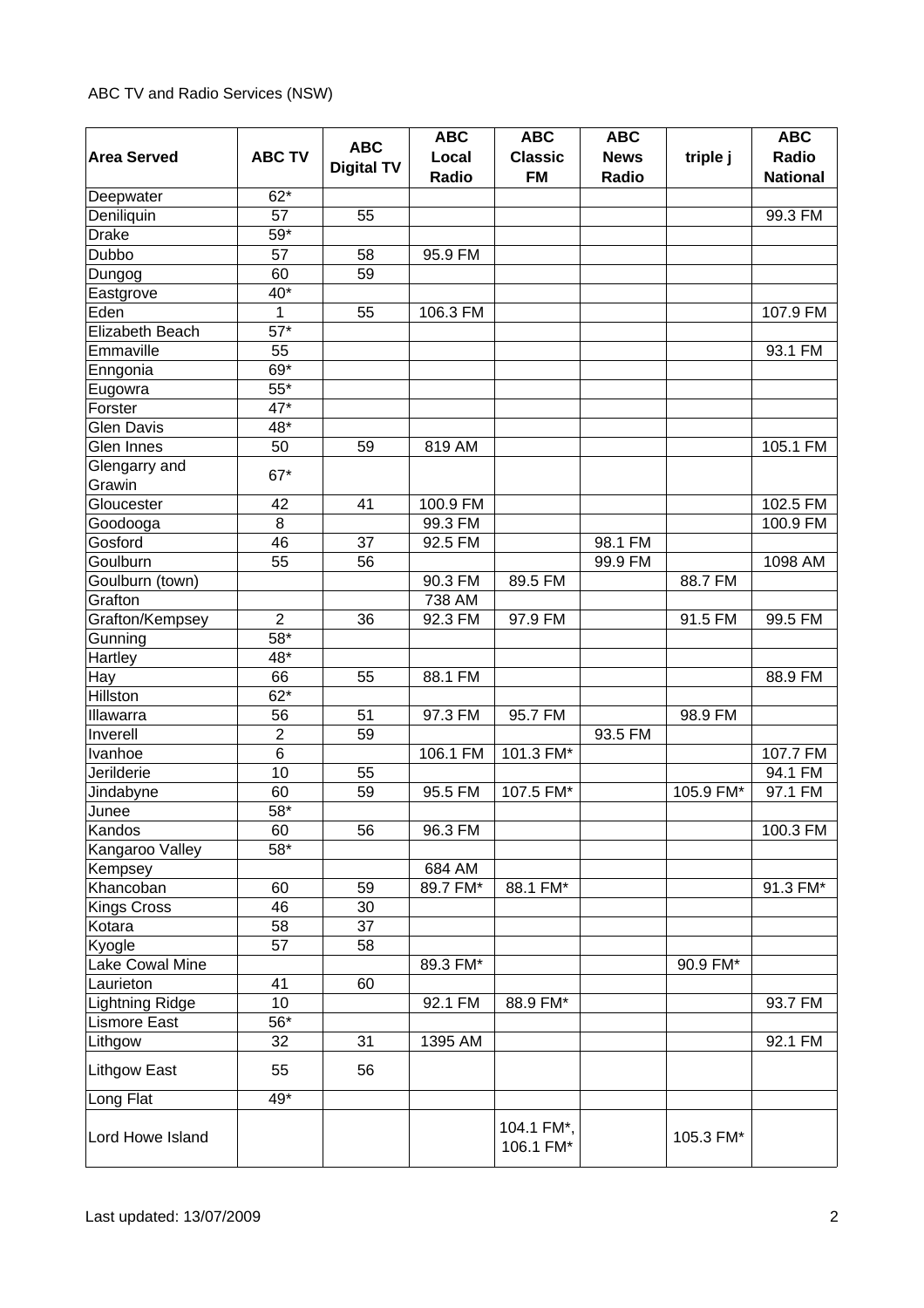ABC TV and Radio Services (NSW)

| Area Served | ABC TV | ABC Digital TV | ABC Local Radio | ABC Classic FM | ABC News Radio | triple j | ABC Radio National |
|---|---|---|---|---|---|---|---|
| Deepwater | 62* | | | | | | |
| Deniliquin | 57 | 55 | | | | | 99.3 FM |
| Drake | 59* | | | | | | |
| Dubbo | 57 | 58 | 95.9 FM | | | | |
| Dungog | 60 | 59 | | | | | |
| Eastgrove | 40* | | | | | | |
| Eden | 1 | 55 | 106.3 FM | | | | 107.9 FM |
| Elizabeth Beach | 57* | | | | | | |
| Emmaville | 55 | | | | | | 93.1 FM |
| Enngonia | 69* | | | | | | |
| Eugowra | 55* | | | | | | |
| Forster | 47* | | | | | | |
| Glen Davis | 48* | | | | | | |
| Glen Innes | 50 | 59 | 819 AM | | | | 105.1 FM |
| Glengarry and Grawin | 67* | | | | | | |
| Gloucester | 42 | 41 | 100.9 FM | | | | 102.5 FM |
| Goodooga | 8 | | 99.3 FM | | | | 100.9 FM |
| Gosford | 46 | 37 | 92.5 FM | | 98.1 FM | | |
| Goulburn | 55 | 56 | | | 99.9 FM | | 1098 AM |
| Goulburn (town) | | | 90.3 FM | 89.5 FM | | 88.7 FM | |
| Grafton | | | 738 AM | | | | |
| Grafton/Kempsey | 2 | 36 | 92.3 FM | 97.9 FM | | 91.5 FM | 99.5 FM |
| Gunning | 58* | | | | | | |
| Hartley | 48* | | | | | | |
| Hay | 66 | 55 | 88.1 FM | | | | 88.9 FM |
| Hillston | 62* | | | | | | |
| Illawarra | 56 | 51 | 97.3 FM | 95.7 FM | | 98.9 FM | |
| Inverell | 2 | 59 | | | 93.5 FM | | |
| Ivanhoe | 6 | | 106.1 FM | 101.3 FM* | | | 107.7 FM |
| Jerilderie | 10 | 55 | | | | | 94.1 FM |
| Jindabyne | 60 | 59 | 95.5 FM | 107.5 FM* | | 105.9 FM* | 97.1 FM |
| Junee | 58* | | | | | | |
| Kandos | 60 | 56 | 96.3 FM | | | | 100.3 FM |
| Kangaroo Valley | 58* | | | | | | |
| Kempsey | | | 684 AM | | | | |
| Khancoban | 60 | 59 | 89.7 FM* | 88.1 FM* | | | 91.3 FM* |
| Kings Cross | 46 | 30 | | | | | |
| Kotara | 58 | 37 | | | | | |
| Kyogle | 57 | 58 | | | | | |
| Lake Cowal Mine | | | 89.3 FM* | | | 90.9 FM* | |
| Laurieton | 41 | 60 | | | | | |
| Lightning Ridge | 10 | | 92.1 FM | 88.9 FM* | | | 93.7 FM |
| Lismore East | 56* | | | | | | |
| Lithgow | 32 | 31 | 1395 AM | | | | 92.1 FM |
| Lithgow East | 55 | 56 | | | | | |
| Long Flat | 49* | | | | | | |
| Lord Howe Island | | | | 104.1 FM*, 106.1 FM* | | 105.3 FM* | |

Last updated: 13/07/2009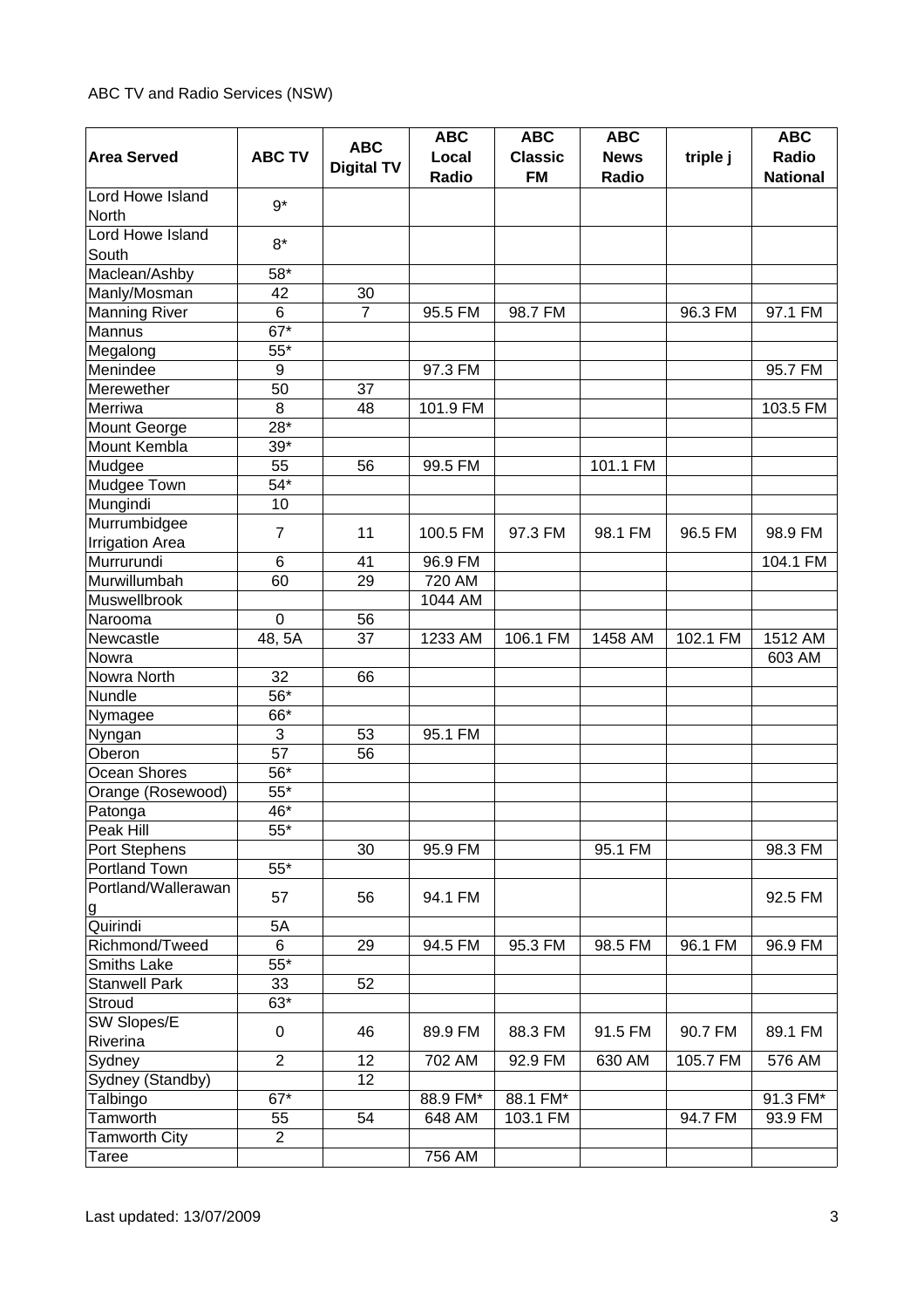ABC TV and Radio Services (NSW)

| Area Served | ABC TV | ABC Digital TV | ABC Local Radio | ABC Classic FM | ABC News Radio | triple j | ABC Radio National |
|---|---|---|---|---|---|---|---|
| Lord Howe Island North | 9* | | | | | | |
| Lord Howe Island South | 8* | | | | | | |
| Maclean/Ashby | 58* | | | | | | |
| Manly/Mosman | 42 | 30 | | | | | |
| Manning River | 6 | 7 | 95.5 FM | 98.7 FM | | 96.3 FM | 97.1 FM |
| Mannus | 67* | | | | | | |
| Megalong | 55* | | | | | | |
| Menindee | 9 | | 97.3 FM | | | | 95.7 FM |
| Merewether | 50 | 37 | | | | | |
| Merriwa | 8 | 48 | 101.9 FM | | | | 103.5 FM |
| Mount George | 28* | | | | | | |
| Mount Kembla | 39* | | | | | | |
| Mudgee | 55 | 56 | 99.5 FM | | 101.1 FM | | |
| Mudgee Town | 54* | | | | | | |
| Mungindi | 10 | | | | | | |
| Murrumbidgee Irrigation Area | 7 | 11 | 100.5 FM | 97.3 FM | 98.1 FM | 96.5 FM | 98.9 FM |
| Murrurundi | 6 | 41 | 96.9 FM | | | | 104.1 FM |
| Murwillumbah | 60 | 29 | 720 AM | | | | |
| Muswellbrook | | | 1044 AM | | | | |
| Narooma | 0 | 56 | | | | | |
| Newcastle | 48, 5A | 37 | 1233 AM | 106.1 FM | 1458 AM | 102.1 FM | 1512 AM |
| Nowra | | | | | | | 603 AM |
| Nowra North | 32 | 66 | | | | | |
| Nundle | 56* | | | | | | |
| Nymagee | 66* | | | | | | |
| Nyngan | 3 | 53 | 95.1 FM | | | | |
| Oberon | 57 | 56 | | | | | |
| Ocean Shores | 56* | | | | | | |
| Orange (Rosewood) | 55* | | | | | | |
| Patonga | 46* | | | | | | |
| Peak Hill | 55* | | | | | | |
| Port Stephens | | 30 | 95.9 FM | | 95.1 FM | | 98.3 FM |
| Portland Town | 55* | | | | | | |
| Portland/Wallerawang | 57 | 56 | 94.1 FM | | | | 92.5 FM |
| Quirindi | 5A | | | | | | |
| Richmond/Tweed | 6 | 29 | 94.5 FM | 95.3 FM | 98.5 FM | 96.1 FM | 96.9 FM |
| Smiths Lake | 55* | | | | | | |
| Stanwell Park | 33 | 52 | | | | | |
| Stroud | 63* | | | | | | |
| SW Slopes/E Riverina | 0 | 46 | 89.9 FM | 88.3 FM | 91.5 FM | 90.7 FM | 89.1 FM |
| Sydney | 2 | 12 | 702 AM | 92.9 FM | 630 AM | 105.7 FM | 576 AM |
| Sydney (Standby) | | 12 | | | | | |
| Talbingo | 67* | | 88.9 FM* | 88.1 FM* | | | 91.3 FM* |
| Tamworth | 55 | 54 | 648 AM | 103.1 FM | | 94.7 FM | 93.9 FM |
| Tamworth City | 2 | | | | | | |
| Taree | | | 756 AM | | | | |

Last updated: 13/07/2009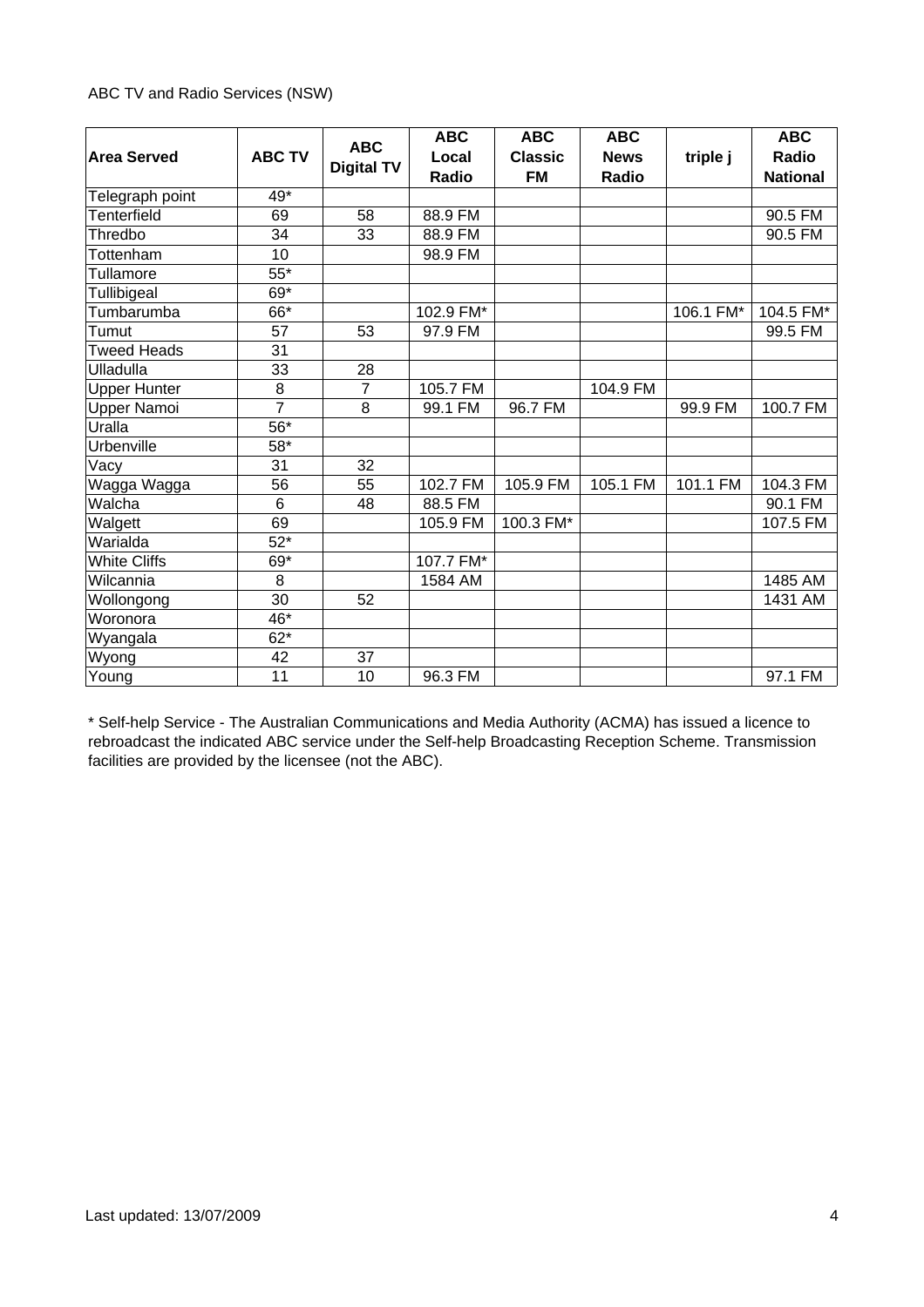ABC TV and Radio Services (NSW)

| Area Served | ABC TV | ABC Digital TV | ABC Local Radio | ABC Classic FM | ABC News Radio | triple j | ABC Radio National |
|---|---|---|---|---|---|---|---|
| Telegraph point | 49* | | | | | | |
| Tenterfield | 69 | 58 | 88.9 FM | | | | 90.5 FM |
| Thredbo | 34 | 33 | 88.9 FM | | | | 90.5 FM |
| Tottenham | 10 | | 98.9 FM | | | | |
| Tullamore | 55* | | | | | | |
| Tullibigeal | 69* | | | | | | |
| Tumbarumba | 66* | | 102.9 FM* | | | 106.1 FM* | 104.5 FM* |
| Tumut | 57 | 53 | 97.9 FM | | | | 99.5 FM |
| Tweed Heads | 31 | | | | | | |
| Ulladulla | 33 | 28 | | | | | |
| Upper Hunter | 8 | 7 | 105.7 FM | | 104.9 FM | | |
| Upper Namoi | 7 | 8 | 99.1 FM | 96.7 FM | | 99.9 FM | 100.7 FM |
| Uralla | 56* | | | | | | |
| Urbenville | 58* | | | | | | |
| Vacy | 31 | 32 | | | | | |
| Wagga Wagga | 56 | 55 | 102.7 FM | 105.9 FM | 105.1 FM | 101.1 FM | 104.3 FM |
| Walcha | 6 | 48 | 88.5 FM | | | | 90.1 FM |
| Walgett | 69 | | 105.9 FM | 100.3 FM* | | | 107.5 FM |
| Warialda | 52* | | | | | | |
| White Cliffs | 69* | | 107.7 FM* | | | | |
| Wilcannia | 8 | | 1584 AM | | | | 1485 AM |
| Wollongong | 30 | 52 | | | | | 1431 AM |
| Woronora | 46* | | | | | | |
| Wyangala | 62* | | | | | | |
| Wyong | 42 | 37 | | | | | |
| Young | 11 | 10 | 96.3 FM | | | | 97.1 FM |

* Self-help Service - The Australian Communications and Media Authority (ACMA) has issued a licence to rebroadcast the indicated ABC service under the Self-help Broadcasting Reception Scheme. Transmission facilities are provided by the licensee (not the ABC).

Last updated: 13/07/2009